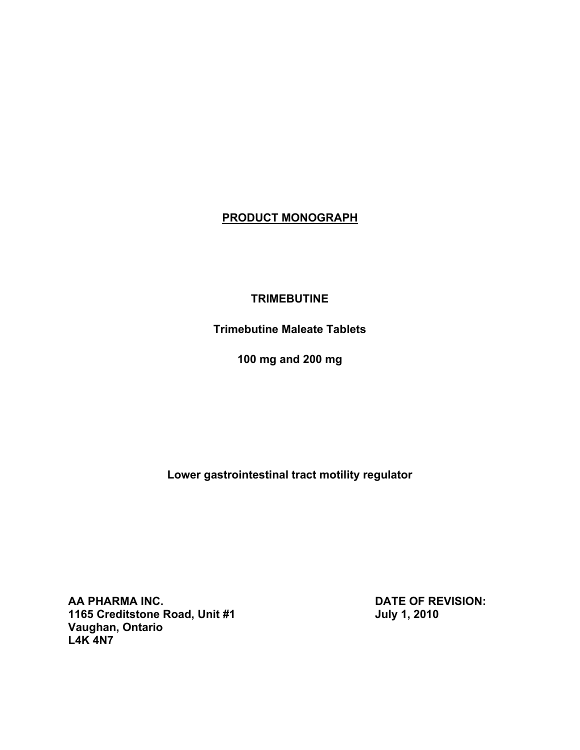# PRODUCT MONOGRAPH

**TRIMEBUTINE**

**Trimebutine Maleate Tablets**

**100 mg and 200 mg**

**Lower gastrointestinal tract motility regulator**

**AA PHARMA INC.**
**1165 Creditstone Road, Unit #1**
**Vaughan, Ontario**
**L4K 4N7**

**DATE OF REVISION:**
**July 1, 2010**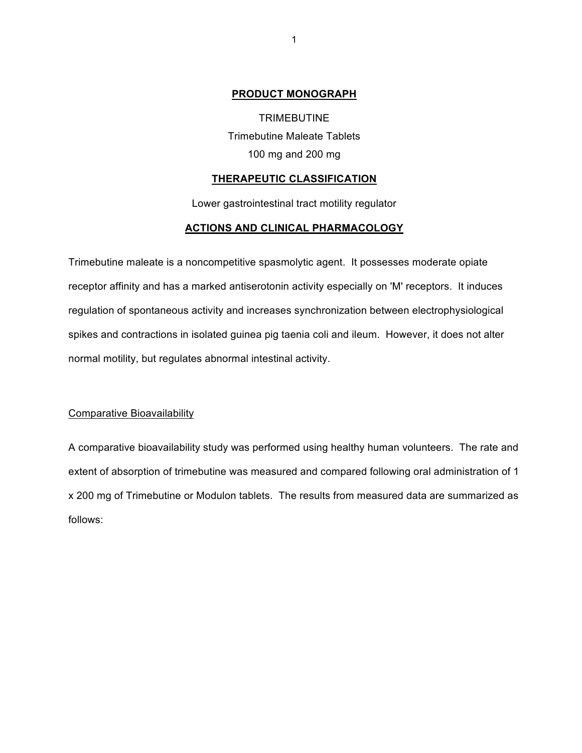## **PRODUCT MONOGRAPH**

TRIMEBUTINE

Trimebutine Maleate Tablets

100 mg and 200 mg

## **THERAPEUTIC CLASSIFICATION**

Lower gastrointestinal tract motility regulator

## **ACTIONS AND CLINICAL PHARMACOLOGY**

Trimebutine maleate is a noncompetitive spasmolytic agent. It possesses moderate opiate receptor affinity and has a marked antiserotonin activity especially on 'M' receptors. It induces regulation of spontaneous activity and increases synchronization between electrophysiological spikes and contractions in isolated guinea pig taenia coli and ileum. However, it does not alter normal motility, but regulates abnormal intestinal activity.

### Comparative Bioavailability

A comparative bioavailability study was performed using healthy human volunteers. The rate and extent of absorption of trimebutine was measured and compared following oral administration of 1 x 200 mg of Trimebutine or Modulon tablets. The results from measured data are summarized as follows: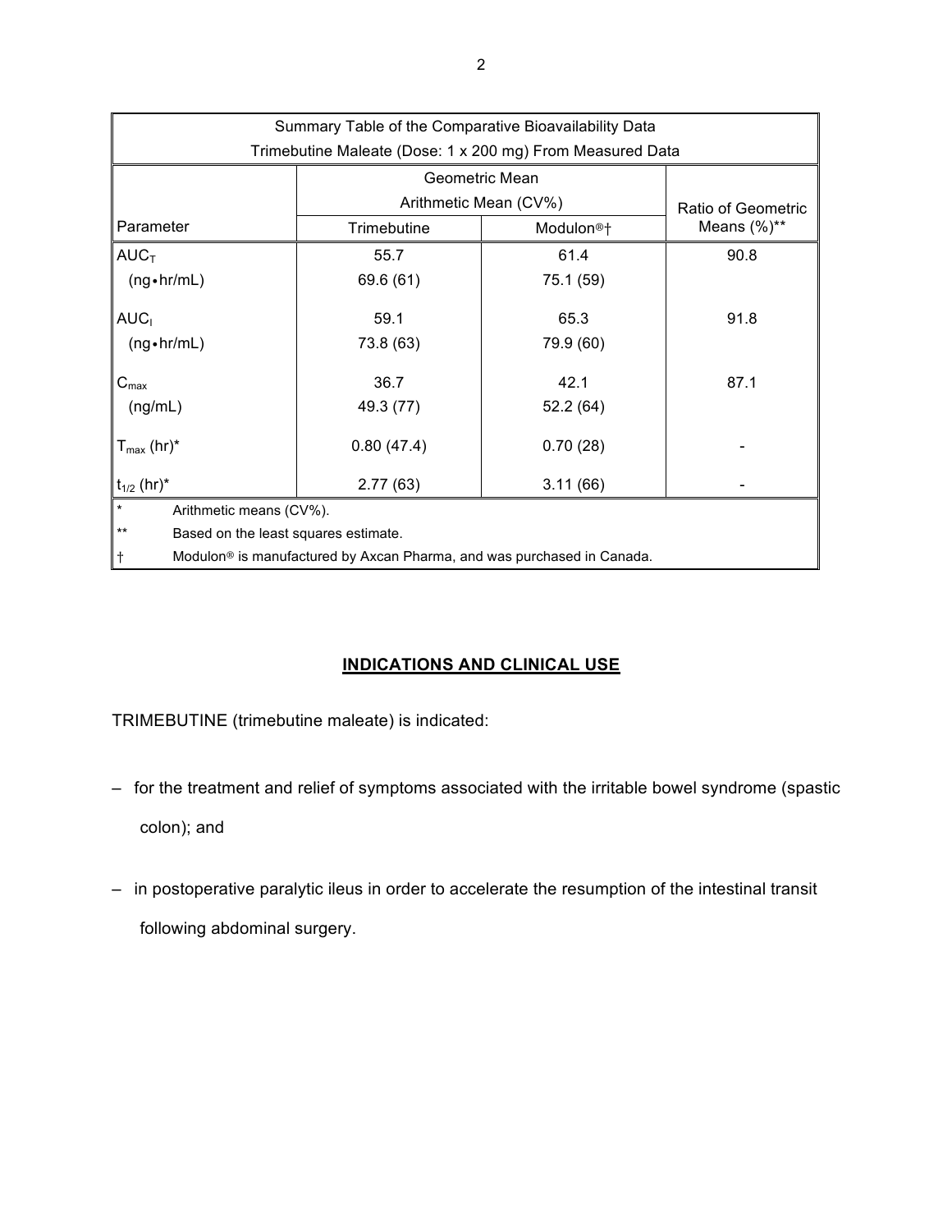| Summary Table of the Comparative Bioavailability Data<br>Trimebutine Maleate (Dose: 1 x 200 mg) From Measured Data | | | |
|---|---|---|---|
| | Geometric Mean<br>Arithmetic Mean (CV%) | | Ratio of Geometric Means (%)** |
| Parameter | Trimebutine | Modulon®† | |
| $AUC_T$ (ng•hr/mL) | 55.7<br>69.6 (61) | 61.4<br>75.1 (59) | 90.8 |
| $AUC_I$ (ng•hr/mL) | 59.1<br>73.8 (63) | 65.3<br>79.9 (60) | 91.8 |
| $C_{max}$ (ng/mL) | 36.7<br>49.3 (77) | 42.1<br>52.2 (64) | 87.1 |
| $T_{max}$ (hr)* | 0.80 (47.4) | 0.70 (28) | - |
| $t_{1/2}$ (hr)* | 2.77 (63) | 3.11 (66) | - |

\* Arithmetic means (CV%).

\*\* Based on the least squares estimate.

† Modulon® is manufactured by Axcan Pharma, and was purchased in Canada.

## INDICATIONS AND CLINICAL USE

TRIMEBUTINE (trimebutine maleate) is indicated:

- for the treatment and relief of symptoms associated with the irritable bowel syndrome (spastic colon); and
- in postoperative paralytic ileus in order to accelerate the resumption of the intestinal transit following abdominal surgery.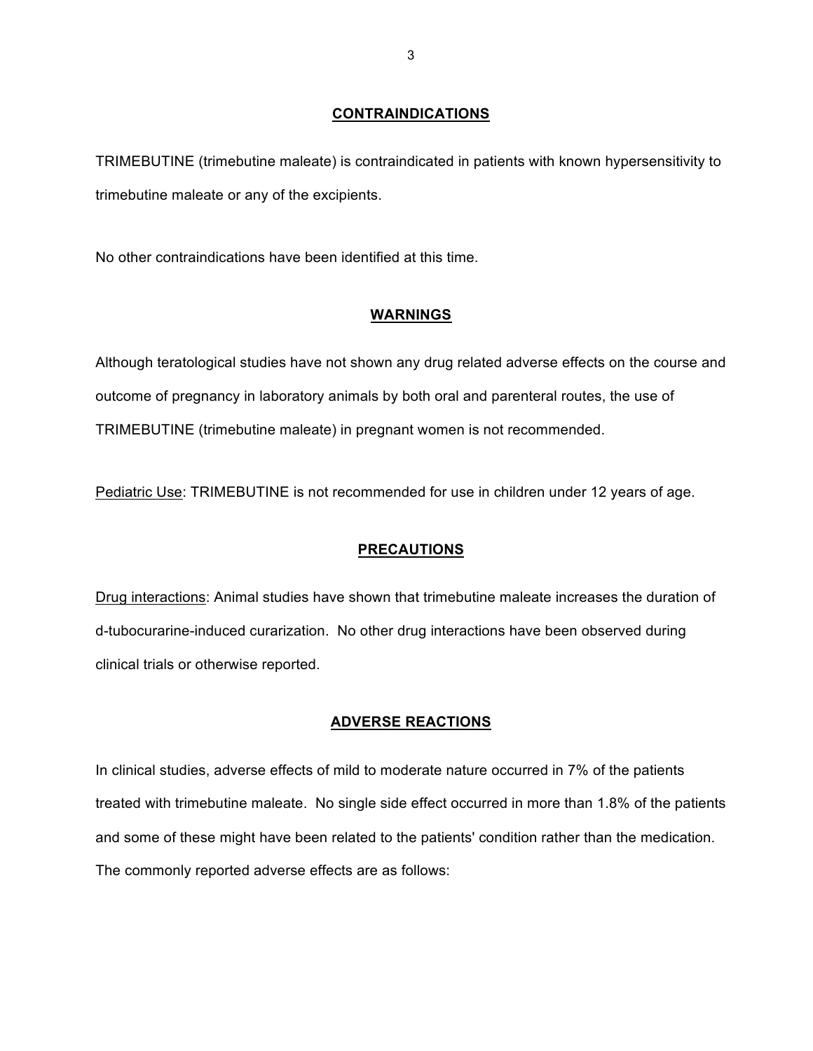## CONTRAINDICATIONS

TRIMEBUTINE (trimebutine maleate) is contraindicated in patients with known hypersensitivity to trimebutine maleate or any of the excipients.

No other contraindications have been identified at this time.

## WARNINGS

Although teratological studies have not shown any drug related adverse effects on the course and outcome of pregnancy in laboratory animals by both oral and parenteral routes, the use of TRIMEBUTINE (trimebutine maleate) in pregnant women is not recommended.

Pediatric Use: TRIMEBUTINE is not recommended for use in children under 12 years of age.

## PRECAUTIONS

Drug interactions: Animal studies have shown that trimebutine maleate increases the duration of d-tubocurarine-induced curarization. No other drug interactions have been observed during clinical trials or otherwise reported.

## ADVERSE REACTIONS

In clinical studies, adverse effects of mild to moderate nature occurred in 7% of the patients treated with trimebutine maleate. No single side effect occurred in more than 1.8% of the patients and some of these might have been related to the patients' condition rather than the medication. The commonly reported adverse effects are as follows: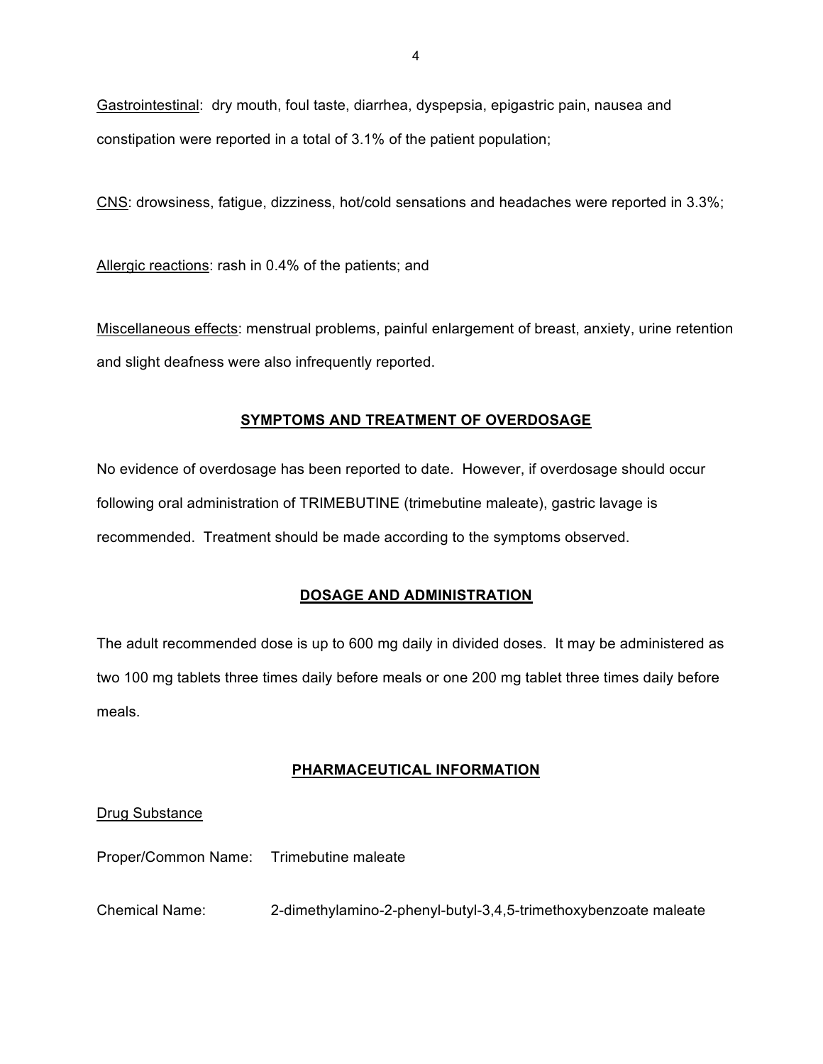<u>Gastrointestinal</u>: dry mouth, foul taste, diarrhea, dyspepsia, epigastric pain, nausea and constipation were reported in a total of 3.1% of the patient population;

<u>CNS</u>: drowsiness, fatigue, dizziness, hot/cold sensations and headaches were reported in 3.3%;

<u>Allergic reactions</u>: rash in 0.4% of the patients; and

<u>Miscellaneous effects</u>: menstrual problems, painful enlargement of breast, anxiety, urine retention and slight deafness were also infrequently reported.

## SYMPTOMS AND TREATMENT OF OVERDOSAGE

No evidence of overdosage has been reported to date. However, if overdosage should occur following oral administration of TRIMEBUTINE (trimebutine maleate), gastric lavage is recommended. Treatment should be made according to the symptoms observed.

## DOSAGE AND ADMINISTRATION

The adult recommended dose is up to 600 mg daily in divided doses. It may be administered as two 100 mg tablets three times daily before meals or one 200 mg tablet three times daily before meals.

## PHARMACEUTICAL INFORMATION

<u>Drug Substance</u>

Proper/Common Name: Trimebutine maleate

Chemical Name: 2-dimethylamino-2-phenyl-butyl-3,4,5-trimethoxybenzoate maleate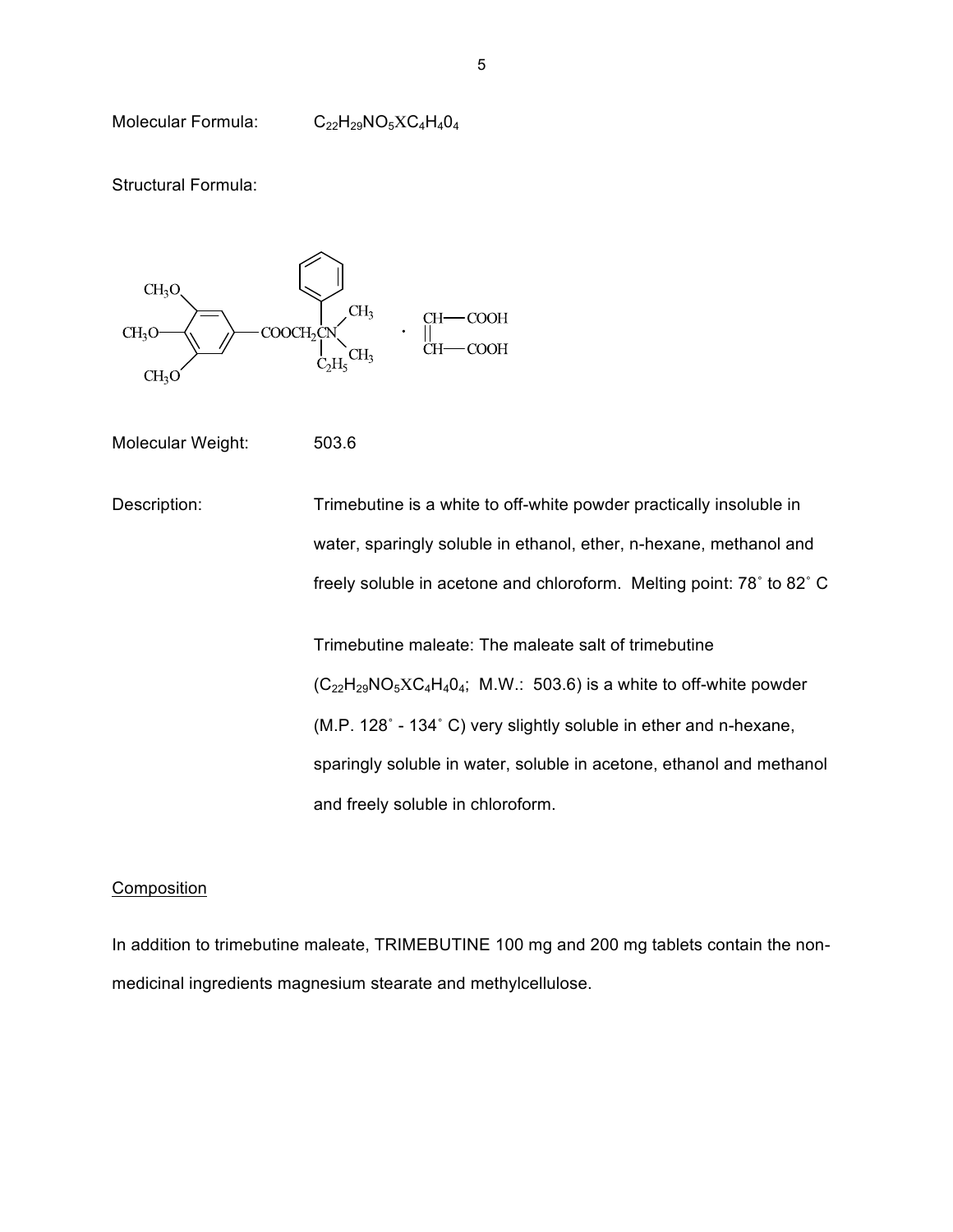Molecular Formula: $C_{22}H_{29}NO_5XC_4H_40_4$

Structural Formula:

Molecular Weight: 503.6

Description: Trimebutine is a white to off-white powder practically insoluble in water, sparingly soluble in ethanol, ether, n-hexane, methanol and freely soluble in acetone and chloroform. Melting point: 78˚ to 82˚ C

Trimebutine maleate: The maleate salt of trimebutine ($C_{22}H_{29}NO_5XC_4H_40_4$; M.W.: 503.6) is a white to off-white powder (M.P. 128˚ - 134˚ C) very slightly soluble in ether and n-hexane, sparingly soluble in water, soluble in acetone, ethanol and methanol and freely soluble in chloroform.

Composition

In addition to trimebutine maleate, TRIMEBUTINE 100 mg and 200 mg tablets contain the non-medicinal ingredients magnesium stearate and methylcellulose.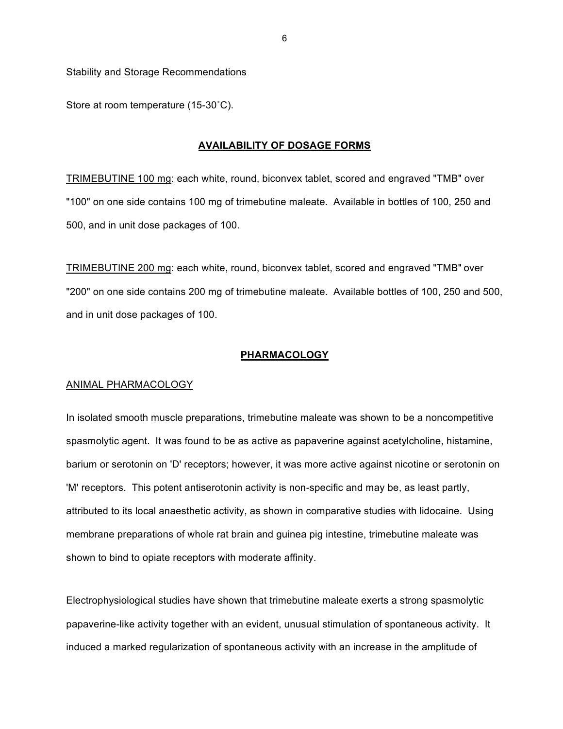Stability and Storage Recommendations

Store at room temperature (15-30˚C).

## AVAILABILITY OF DOSAGE FORMS

TRIMEBUTINE 100 mg: each white, round, biconvex tablet, scored and engraved "TMB" over "100" on one side contains 100 mg of trimebutine maleate. Available in bottles of 100, 250 and 500, and in unit dose packages of 100.

TRIMEBUTINE 200 mg: each white, round, biconvex tablet, scored and engraved "TMB" over "200" on one side contains 200 mg of trimebutine maleate. Available bottles of 100, 250 and 500, and in unit dose packages of 100.

## PHARMACOLOGY

### ANIMAL PHARMACOLOGY

In isolated smooth muscle preparations, trimebutine maleate was shown to be a noncompetitive spasmolytic agent. It was found to be as active as papaverine against acetylcholine, histamine, barium or serotonin on 'D' receptors; however, it was more active against nicotine or serotonin on 'M' receptors. This potent antiserotonin activity is non-specific and may be, as least partly, attributed to its local anaesthetic activity, as shown in comparative studies with lidocaine. Using membrane preparations of whole rat brain and guinea pig intestine, trimebutine maleate was shown to bind to opiate receptors with moderate affinity.

Electrophysiological studies have shown that trimebutine maleate exerts a strong spasmolytic papaverine-like activity together with an evident, unusual stimulation of spontaneous activity. It induced a marked regularization of spontaneous activity with an increase in the amplitude of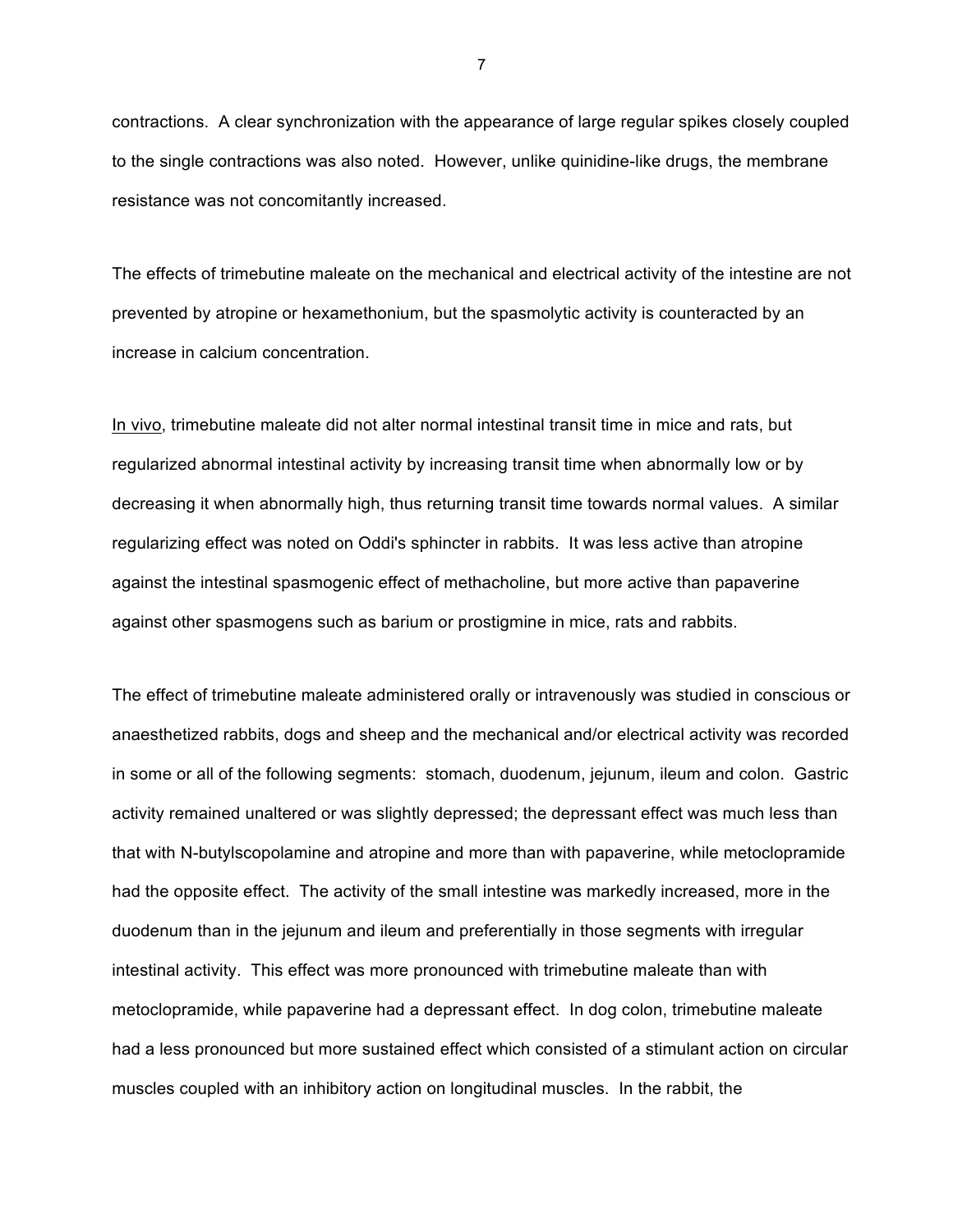contractions. A clear synchronization with the appearance of large regular spikes closely coupled to the single contractions was also noted. However, unlike quinidine-like drugs, the membrane resistance was not concomitantly increased.

The effects of trimebutine maleate on the mechanical and electrical activity of the intestine are not prevented by atropine or hexamethonium, but the spasmolytic activity is counteracted by an increase in calcium concentration.

In vivo, trimebutine maleate did not alter normal intestinal transit time in mice and rats, but regularized abnormal intestinal activity by increasing transit time when abnormally low or by decreasing it when abnormally high, thus returning transit time towards normal values. A similar regularizing effect was noted on Oddi's sphincter in rabbits. It was less active than atropine against the intestinal spasmogenic effect of methacholine, but more active than papaverine against other spasmogens such as barium or prostigmine in mice, rats and rabbits.

The effect of trimebutine maleate administered orally or intravenously was studied in conscious or anaesthetized rabbits, dogs and sheep and the mechanical and/or electrical activity was recorded in some or all of the following segments: stomach, duodenum, jejunum, ileum and colon. Gastric activity remained unaltered or was slightly depressed; the depressant effect was much less than that with N-butylscopolamine and atropine and more than with papaverine, while metoclopramide had the opposite effect. The activity of the small intestine was markedly increased, more in the duodenum than in the jejunum and ileum and preferentially in those segments with irregular intestinal activity. This effect was more pronounced with trimebutine maleate than with metoclopramide, while papaverine had a depressant effect. In dog colon, trimebutine maleate had a less pronounced but more sustained effect which consisted of a stimulant action on circular muscles coupled with an inhibitory action on longitudinal muscles. In the rabbit, the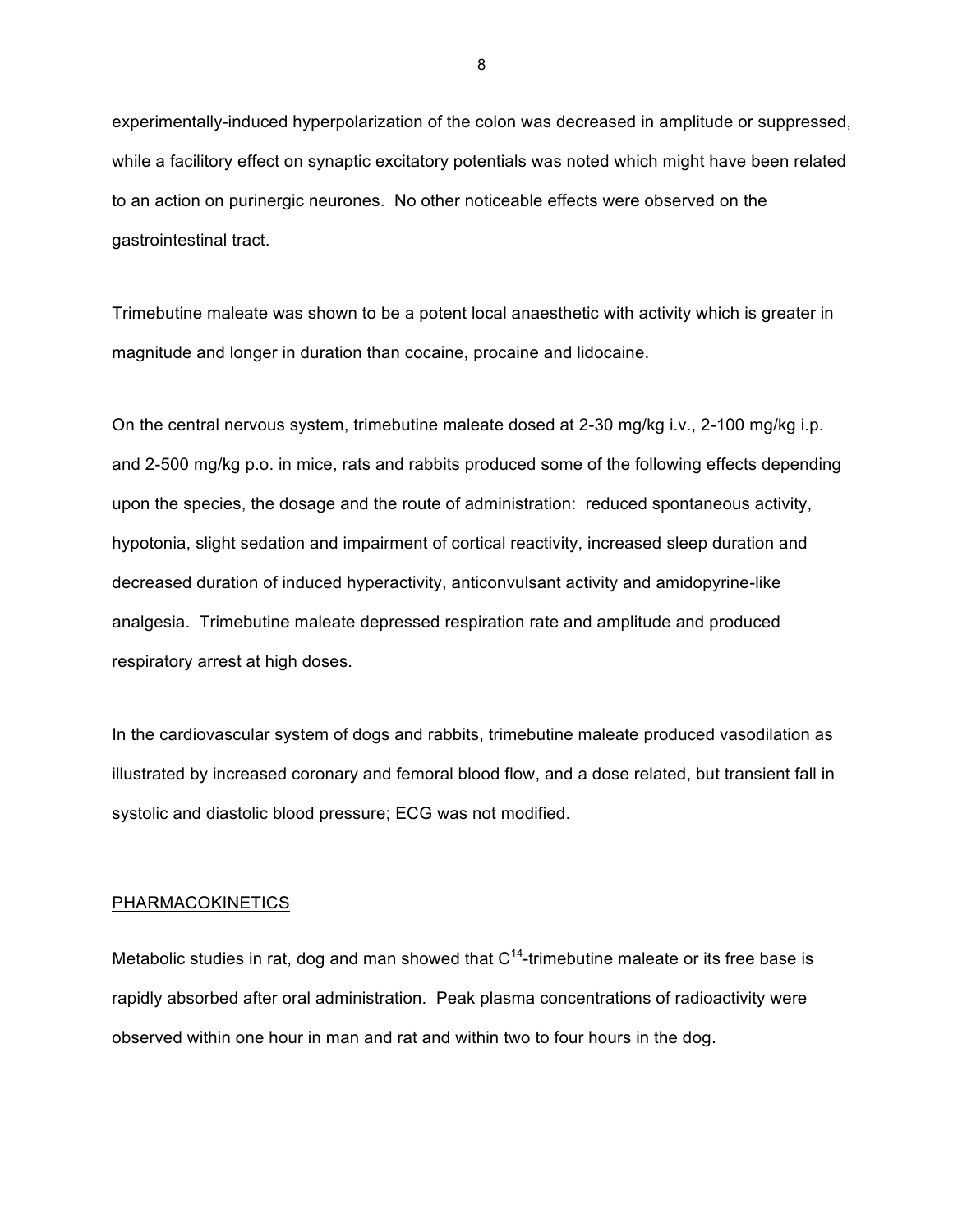experimentally-induced hyperpolarization of the colon was decreased in amplitude or suppressed, while a facilitory effect on synaptic excitatory potentials was noted which might have been related to an action on purinergic neurones. No other noticeable effects were observed on the gastrointestinal tract.

Trimebutine maleate was shown to be a potent local anaesthetic with activity which is greater in magnitude and longer in duration than cocaine, procaine and lidocaine.

On the central nervous system, trimebutine maleate dosed at 2-30 mg/kg i.v., 2-100 mg/kg i.p. and 2-500 mg/kg p.o. in mice, rats and rabbits produced some of the following effects depending upon the species, the dosage and the route of administration: reduced spontaneous activity, hypotonia, slight sedation and impairment of cortical reactivity, increased sleep duration and decreased duration of induced hyperactivity, anticonvulsant activity and amidopyrine-like analgesia. Trimebutine maleate depressed respiration rate and amplitude and produced respiratory arrest at high doses.

In the cardiovascular system of dogs and rabbits, trimebutine maleate produced vasodilation as illustrated by increased coronary and femoral blood flow, and a dose related, but transient fall in systolic and diastolic blood pressure; ECG was not modified.

## PHARMACOKINETICS

Metabolic studies in rat, dog and man showed that $C^{14}$-trimebutine maleate or its free base is rapidly absorbed after oral administration. Peak plasma concentrations of radioactivity were observed within one hour in man and rat and within two to four hours in the dog.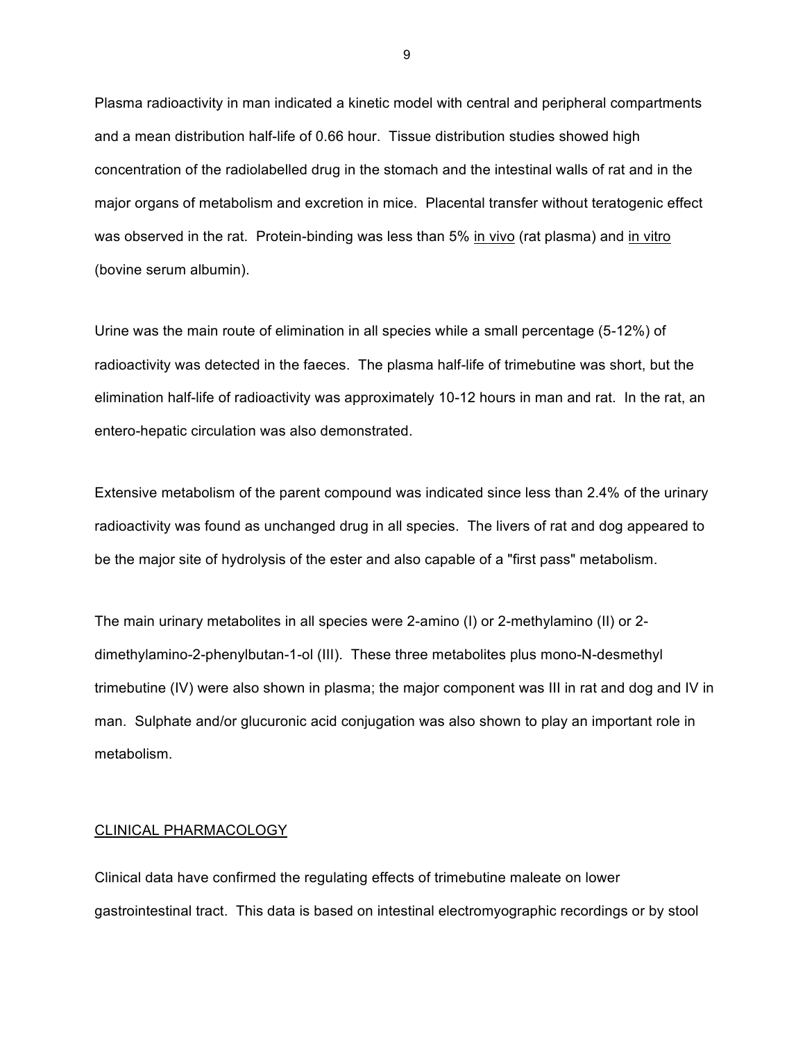Plasma radioactivity in man indicated a kinetic model with central and peripheral compartments and a mean distribution half-life of 0.66 hour. Tissue distribution studies showed high concentration of the radiolabelled drug in the stomach and the intestinal walls of rat and in the major organs of metabolism and excretion in mice. Placental transfer without teratogenic effect was observed in the rat. Protein-binding was less than 5% in vivo (rat plasma) and in vitro (bovine serum albumin).

Urine was the main route of elimination in all species while a small percentage (5-12%) of radioactivity was detected in the faeces. The plasma half-life of trimebutine was short, but the elimination half-life of radioactivity was approximately 10-12 hours in man and rat. In the rat, an entero-hepatic circulation was also demonstrated.

Extensive metabolism of the parent compound was indicated since less than 2.4% of the urinary radioactivity was found as unchanged drug in all species. The livers of rat and dog appeared to be the major site of hydrolysis of the ester and also capable of a "first pass" metabolism.

The main urinary metabolites in all species were 2-amino (I) or 2-methylamino (II) or 2-dimethylamino-2-phenylbutan-1-ol (III). These three metabolites plus mono-N-desmethyl trimebutine (IV) were also shown in plasma; the major component was III in rat and dog and IV in man. Sulphate and/or glucuronic acid conjugation was also shown to play an important role in metabolism.

## CLINICAL PHARMACOLOGY

Clinical data have confirmed the regulating effects of trimebutine maleate on lower gastrointestinal tract. This data is based on intestinal electromyographic recordings or by stool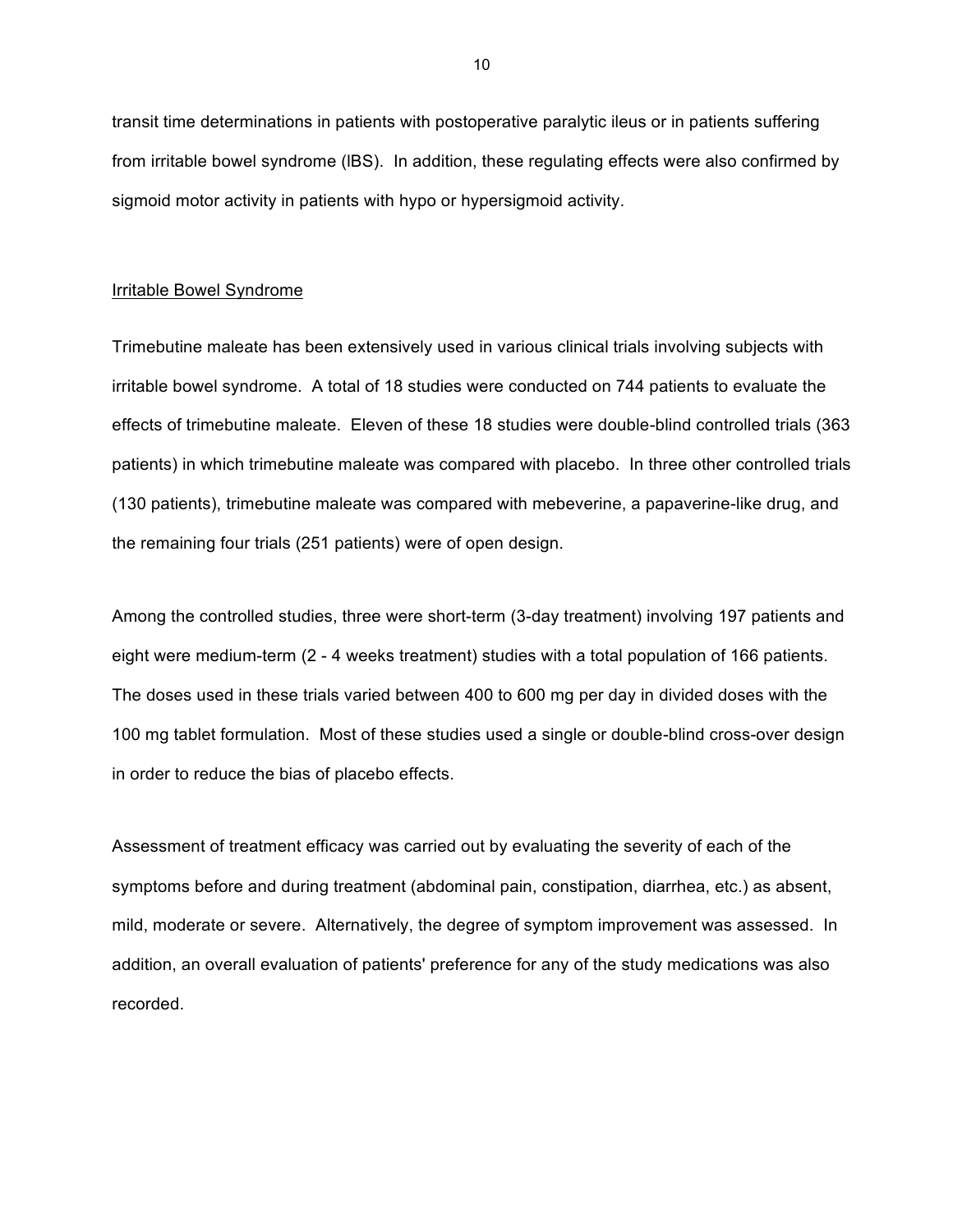transit time determinations in patients with postoperative paralytic ileus or in patients suffering from irritable bowel syndrome (IBS). In addition, these regulating effects were also confirmed by sigmoid motor activity in patients with hypo or hypersigmoid activity.

Irritable Bowel Syndrome

Trimebutine maleate has been extensively used in various clinical trials involving subjects with irritable bowel syndrome. A total of 18 studies were conducted on 744 patients to evaluate the effects of trimebutine maleate. Eleven of these 18 studies were double-blind controlled trials (363 patients) in which trimebutine maleate was compared with placebo. In three other controlled trials (130 patients), trimebutine maleate was compared with mebeverine, a papaverine-like drug, and the remaining four trials (251 patients) were of open design.

Among the controlled studies, three were short-term (3-day treatment) involving 197 patients and eight were medium-term (2 - 4 weeks treatment) studies with a total population of 166 patients. The doses used in these trials varied between 400 to 600 mg per day in divided doses with the 100 mg tablet formulation. Most of these studies used a single or double-blind cross-over design in order to reduce the bias of placebo effects.

Assessment of treatment efficacy was carried out by evaluating the severity of each of the symptoms before and during treatment (abdominal pain, constipation, diarrhea, etc.) as absent, mild, moderate or severe. Alternatively, the degree of symptom improvement was assessed. In addition, an overall evaluation of patients' preference for any of the study medications was also recorded.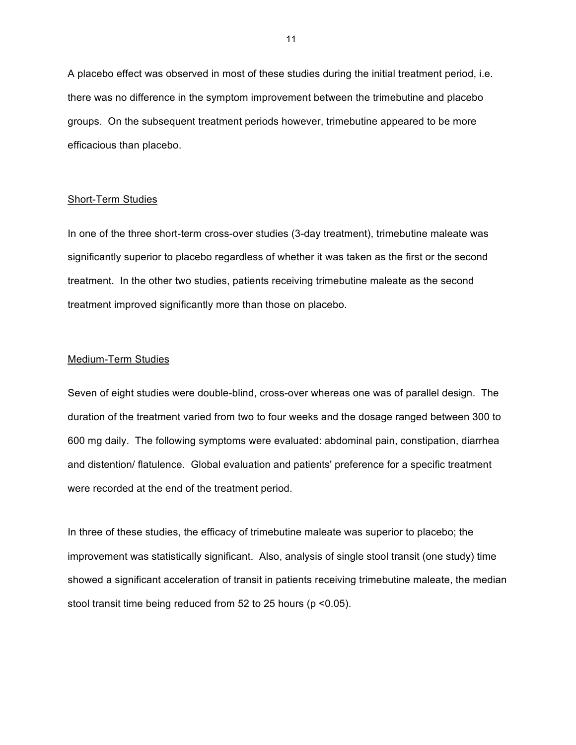A placebo effect was observed in most of these studies during the initial treatment period, i.e. there was no difference in the symptom improvement between the trimebutine and placebo groups. On the subsequent treatment periods however, trimebutine appeared to be more efficacious than placebo.

### Short-Term Studies

In one of the three short-term cross-over studies (3-day treatment), trimebutine maleate was significantly superior to placebo regardless of whether it was taken as the first or the second treatment. In the other two studies, patients receiving trimebutine maleate as the second treatment improved significantly more than those on placebo.

### Medium-Term Studies

Seven of eight studies were double-blind, cross-over whereas one was of parallel design. The duration of the treatment varied from two to four weeks and the dosage ranged between 300 to 600 mg daily. The following symptoms were evaluated: abdominal pain, constipation, diarrhea and distention/ flatulence. Global evaluation and patients' preference for a specific treatment were recorded at the end of the treatment period.

In three of these studies, the efficacy of trimebutine maleate was superior to placebo; the improvement was statistically significant. Also, analysis of single stool transit (one study) time showed a significant acceleration of transit in patients receiving trimebutine maleate, the median stool transit time being reduced from 52 to 25 hours ($p < 0.05$).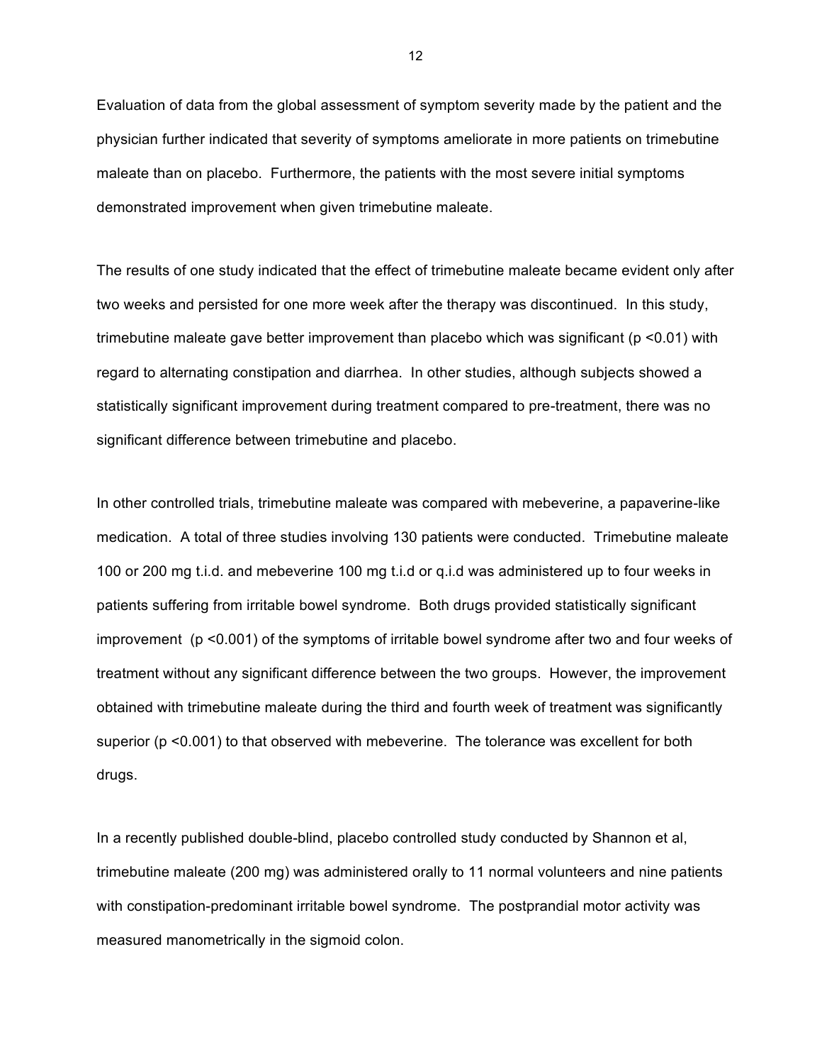Evaluation of data from the global assessment of symptom severity made by the patient and the physician further indicated that severity of symptoms ameliorate in more patients on trimebutine maleate than on placebo. Furthermore, the patients with the most severe initial symptoms demonstrated improvement when given trimebutine maleate.

The results of one study indicated that the effect of trimebutine maleate became evident only after two weeks and persisted for one more week after the therapy was discontinued. In this study, trimebutine maleate gave better improvement than placebo which was significant ($p < 0.01$) with regard to alternating constipation and diarrhea. In other studies, although subjects showed a statistically significant improvement during treatment compared to pre-treatment, there was no significant difference between trimebutine and placebo.

In other controlled trials, trimebutine maleate was compared with mebeverine, a papaverine-like medication. A total of three studies involving 130 patients were conducted. Trimebutine maleate 100 or 200 mg t.i.d. and mebeverine 100 mg t.i.d or q.i.d was administered up to four weeks in patients suffering from irritable bowel syndrome. Both drugs provided statistically significant improvement ($p < 0.001$) of the symptoms of irritable bowel syndrome after two and four weeks of treatment without any significant difference between the two groups. However, the improvement obtained with trimebutine maleate during the third and fourth week of treatment was significantly superior ($p < 0.001$) to that observed with mebeverine. The tolerance was excellent for both drugs.

In a recently published double-blind, placebo controlled study conducted by Shannon et al, trimebutine maleate (200 mg) was administered orally to 11 normal volunteers and nine patients with constipation-predominant irritable bowel syndrome. The postprandial motor activity was measured manometrically in the sigmoid colon.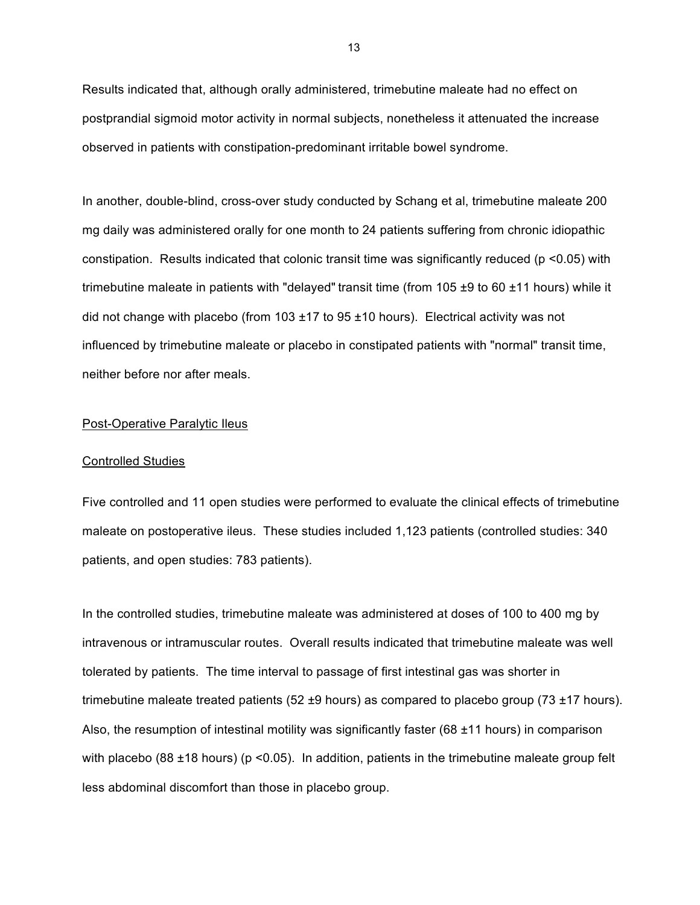Results indicated that, although orally administered, trimebutine maleate had no effect on postprandial sigmoid motor activity in normal subjects, nonetheless it attenuated the increase observed in patients with constipation-predominant irritable bowel syndrome.

In another, double-blind, cross-over study conducted by Schang et al, trimebutine maleate 200 mg daily was administered orally for one month to 24 patients suffering from chronic idiopathic constipation. Results indicated that colonic transit time was significantly reduced ($p < 0.05$) with trimebutine maleate in patients with "delayed" transit time (from 105 ±9 to 60 ±11 hours) while it did not change with placebo (from 103 ±17 to 95 ±10 hours). Electrical activity was not influenced by trimebutine maleate or placebo in constipated patients with "normal" transit time, neither before nor after meals.

## Post-Operative Paralytic Ileus

### Controlled Studies

Five controlled and 11 open studies were performed to evaluate the clinical effects of trimebutine maleate on postoperative ileus. These studies included 1,123 patients (controlled studies: 340 patients, and open studies: 783 patients).

In the controlled studies, trimebutine maleate was administered at doses of 100 to 400 mg by intravenous or intramuscular routes. Overall results indicated that trimebutine maleate was well tolerated by patients. The time interval to passage of first intestinal gas was shorter in trimebutine maleate treated patients (52 ±9 hours) as compared to placebo group (73 ±17 hours). Also, the resumption of intestinal motility was significantly faster (68 ±11 hours) in comparison with placebo (88 ±18 hours) ($p < 0.05$). In addition, patients in the trimebutine maleate group felt less abdominal discomfort than those in placebo group.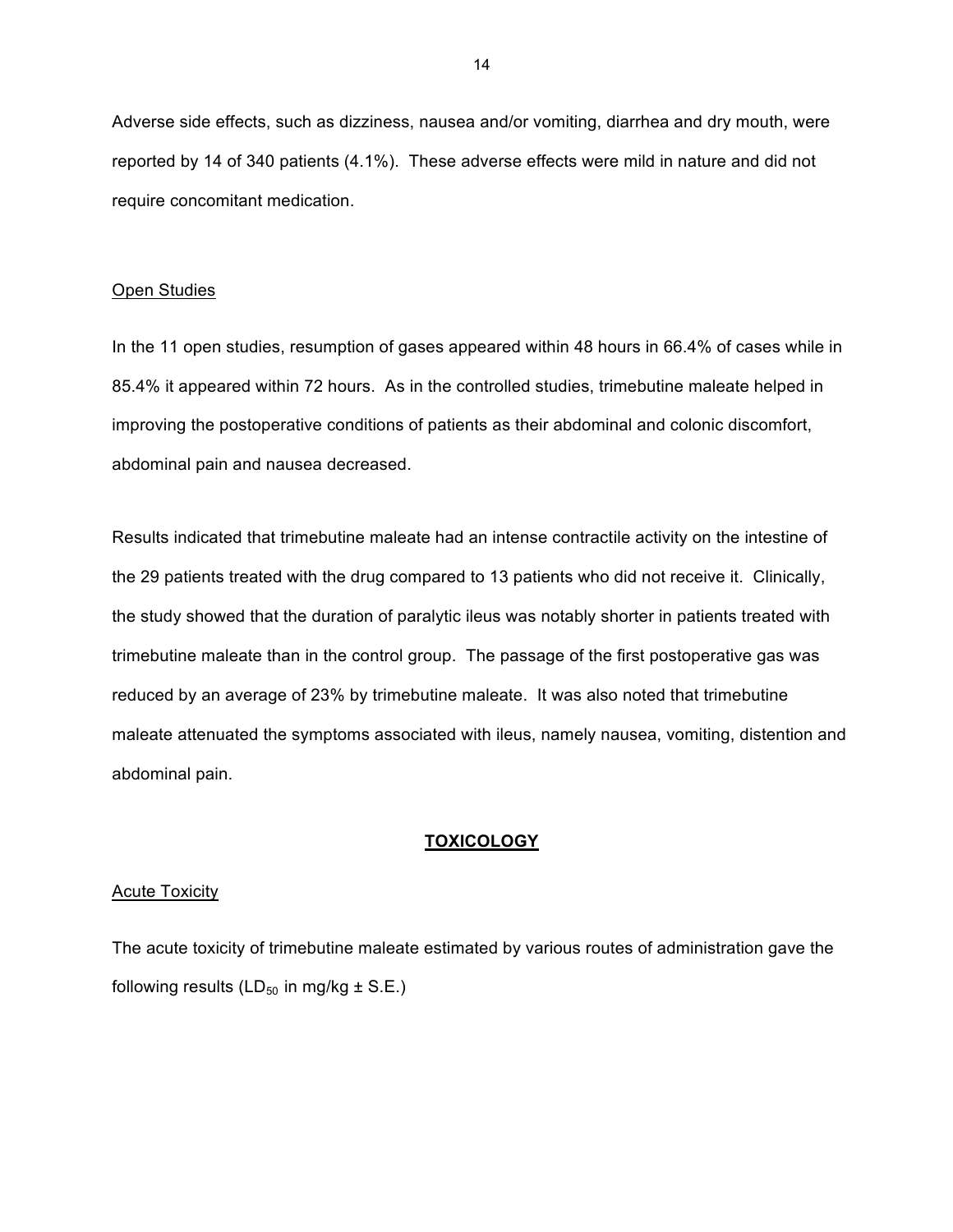Adverse side effects, such as dizziness, nausea and/or vomiting, diarrhea and dry mouth, were reported by 14 of 340 patients (4.1%). These adverse effects were mild in nature and did not require concomitant medication.

Open Studies

In the 11 open studies, resumption of gases appeared within 48 hours in 66.4% of cases while in 85.4% it appeared within 72 hours. As in the controlled studies, trimebutine maleate helped in improving the postoperative conditions of patients as their abdominal and colonic discomfort, abdominal pain and nausea decreased.

Results indicated that trimebutine maleate had an intense contractile activity on the intestine of the 29 patients treated with the drug compared to 13 patients who did not receive it. Clinically, the study showed that the duration of paralytic ileus was notably shorter in patients treated with trimebutine maleate than in the control group. The passage of the first postoperative gas was reduced by an average of 23% by trimebutine maleate. It was also noted that trimebutine maleate attenuated the symptoms associated with ileus, namely nausea, vomiting, distention and abdominal pain.

## TOXICOLOGY

Acute Toxicity

The acute toxicity of trimebutine maleate estimated by various routes of administration gave the following results ($LD_{50}$ in mg/kg ± S.E.)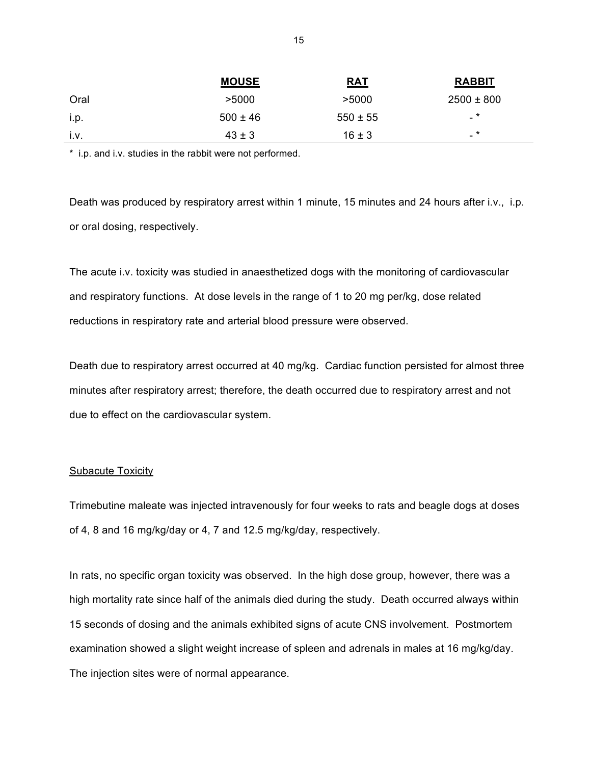| | **MOUSE** | **RAT** | **RABBIT** |
|---|---|---|---|
| Oral | >5000 | >5000 | 2500 ± 800 |
| i.p. | 500 ± 46 | 550 ± 55 | - * |
| i.v. | 43 ± 3 | 16 ± 3 | - * |

* i.p. and i.v. studies in the rabbit were not performed.

Death was produced by respiratory arrest within 1 minute, 15 minutes and 24 hours after i.v., i.p. or oral dosing, respectively.

The acute i.v. toxicity was studied in anaesthetized dogs with the monitoring of cardiovascular and respiratory functions. At dose levels in the range of 1 to 20 mg per/kg, dose related reductions in respiratory rate and arterial blood pressure were observed.

Death due to respiratory arrest occurred at 40 mg/kg. Cardiac function persisted for almost three minutes after respiratory arrest; therefore, the death occurred due to respiratory arrest and not due to effect on the cardiovascular system.

Subacute Toxicity

Trimebutine maleate was injected intravenously for four weeks to rats and beagle dogs at doses of 4, 8 and 16 mg/kg/day or 4, 7 and 12.5 mg/kg/day, respectively.

In rats, no specific organ toxicity was observed. In the high dose group, however, there was a high mortality rate since half of the animals died during the study. Death occurred always within 15 seconds of dosing and the animals exhibited signs of acute CNS involvement. Postmortem examination showed a slight weight increase of spleen and adrenals in males at 16 mg/kg/day. The injection sites were of normal appearance.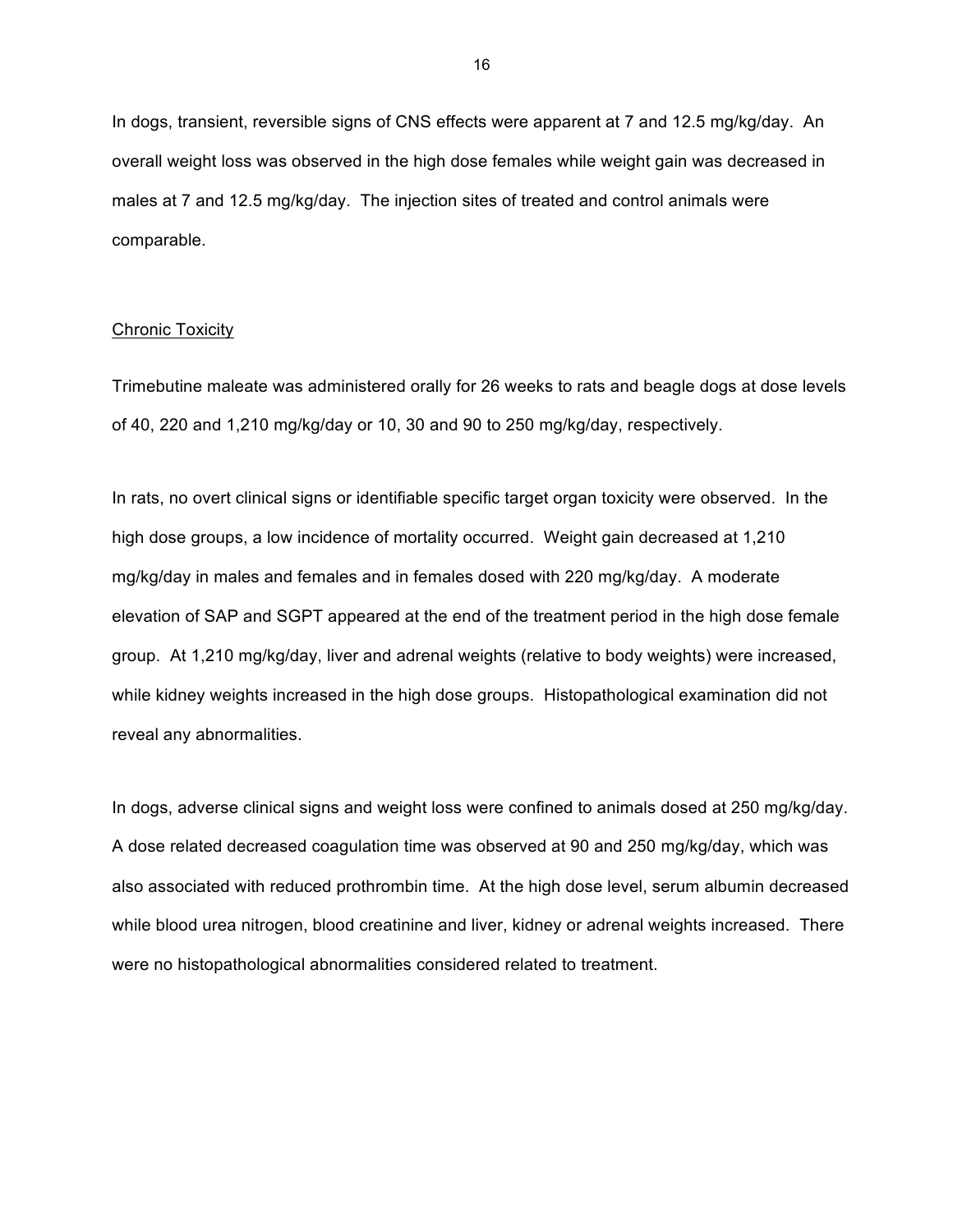In dogs, transient, reversible signs of CNS effects were apparent at 7 and 12.5 mg/kg/day. An overall weight loss was observed in the high dose females while weight gain was decreased in males at 7 and 12.5 mg/kg/day. The injection sites of treated and control animals were comparable.

## Chronic Toxicity

Trimebutine maleate was administered orally for 26 weeks to rats and beagle dogs at dose levels of 40, 220 and 1,210 mg/kg/day or 10, 30 and 90 to 250 mg/kg/day, respectively.

In rats, no overt clinical signs or identifiable specific target organ toxicity were observed. In the high dose groups, a low incidence of mortality occurred. Weight gain decreased at 1,210 mg/kg/day in males and females and in females dosed with 220 mg/kg/day. A moderate elevation of SAP and SGPT appeared at the end of the treatment period in the high dose female group. At 1,210 mg/kg/day, liver and adrenal weights (relative to body weights) were increased, while kidney weights increased in the high dose groups. Histopathological examination did not reveal any abnormalities.

In dogs, adverse clinical signs and weight loss were confined to animals dosed at 250 mg/kg/day. A dose related decreased coagulation time was observed at 90 and 250 mg/kg/day, which was also associated with reduced prothrombin time. At the high dose level, serum albumin decreased while blood urea nitrogen, blood creatinine and liver, kidney or adrenal weights increased. There were no histopathological abnormalities considered related to treatment.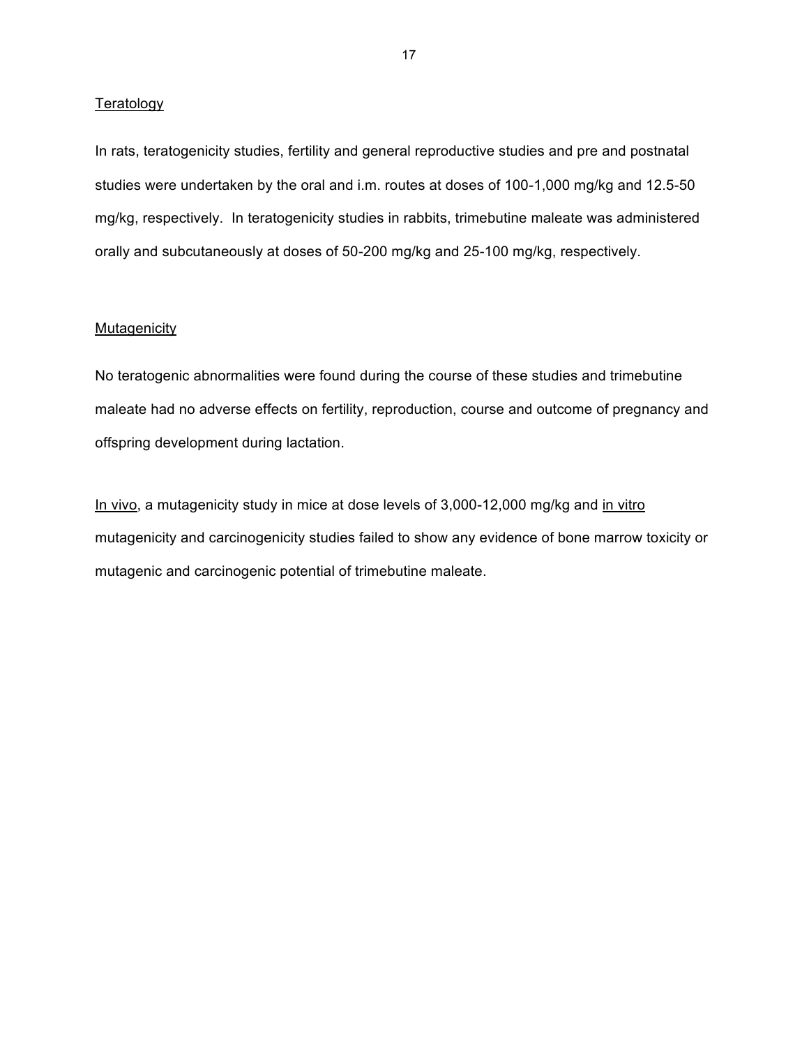### Teratology

In rats, teratogenicity studies, fertility and general reproductive studies and pre and postnatal studies were undertaken by the oral and i.m. routes at doses of 100-1,000 mg/kg and 12.5-50 mg/kg, respectively. In teratogenicity studies in rabbits, trimebutine maleate was administered orally and subcutaneously at doses of 50-200 mg/kg and 25-100 mg/kg, respectively.

### Mutagenicity

No teratogenic abnormalities were found during the course of these studies and trimebutine maleate had no adverse effects on fertility, reproduction, course and outcome of pregnancy and offspring development during lactation.

In vivo, a mutagenicity study in mice at dose levels of 3,000-12,000 mg/kg and in vitro mutagenicity and carcinogenicity studies failed to show any evidence of bone marrow toxicity or mutagenic and carcinogenic potential of trimebutine maleate.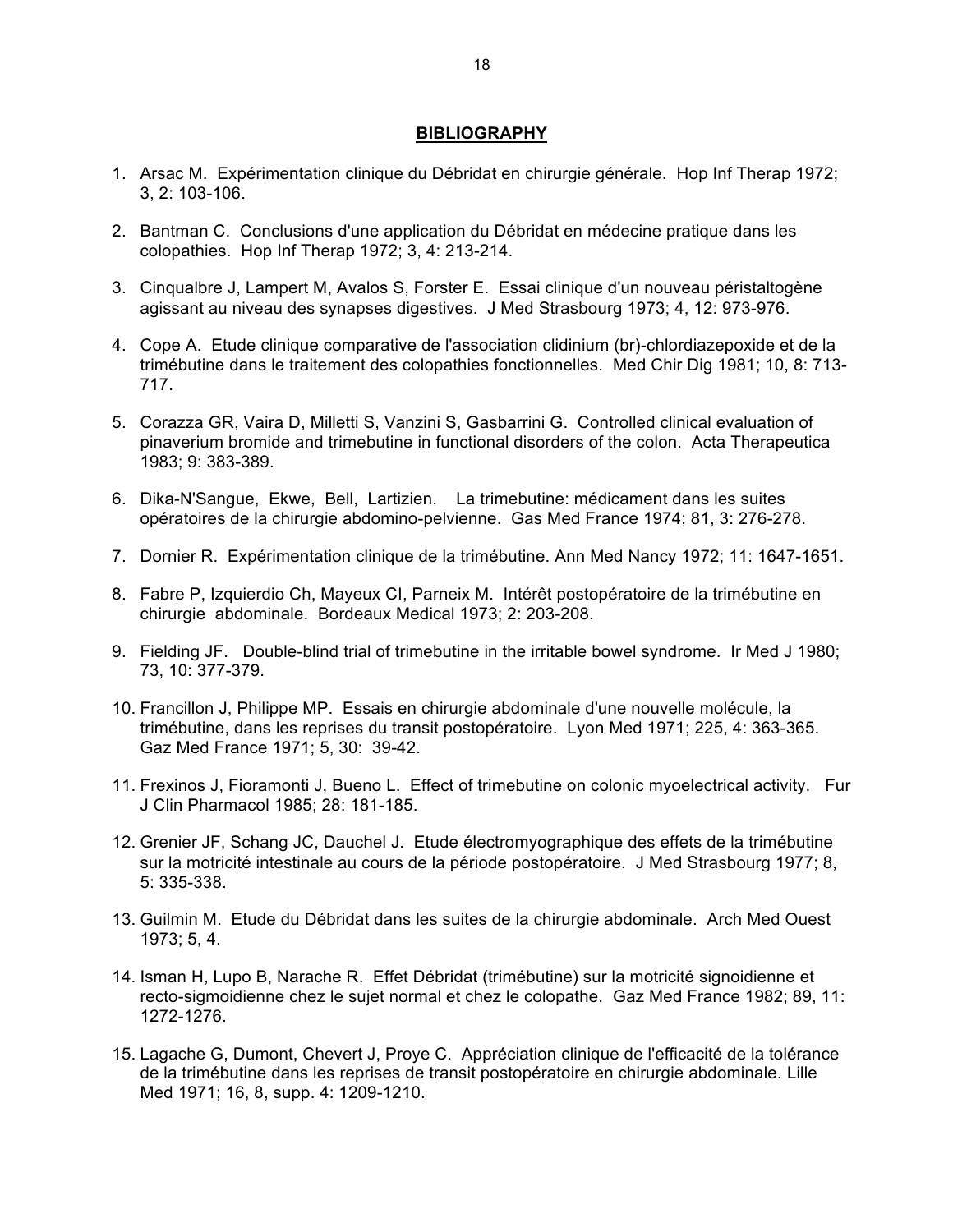## BIBLIOGRAPHY

1. Arsac M. Expérimentation clinique du Débridat en chirurgie générale. Hop Inf Therap 1972; 3, 2: 103-106.

2. Bantman C. Conclusions d'une application du Débridat en médecine pratique dans les colopathies. Hop Inf Therap 1972; 3, 4: 213-214.

3. Cinqualbre J, Lampert M, Avalos S, Forster E. Essai clinique d'un nouveau péristaltogène agissant au niveau des synapses digestives. J Med Strasbourg 1973; 4, 12: 973-976.

4. Cope A. Etude clinique comparative de l'association clidinium (br)-chlordiazepoxide et de la trimébutine dans le traitement des colopathies fonctionnelles. Med Chir Dig 1981; 10, 8: 713-717.

5. Corazza GR, Vaira D, Milletti S, Vanzini S, Gasbarrini G. Controlled clinical evaluation of pinaverium bromide and trimebutine in functional disorders of the colon. Acta Therapeutica 1983; 9: 383-389.

6. Dika-N'Sangue, Ekwe, Bell, Lartizien. La trimebutine: médicament dans les suites opératoires de la chirurgie abdomino-pelvienne. Gas Med France 1974; 81, 3: 276-278.

7. Dornier R. Expérimentation clinique de la trimébutine. Ann Med Nancy 1972; 11: 1647-1651.

8. Fabre P, Izquierdio Ch, Mayeux CI, Parneix M. Intérêt postopératoire de la trimébutine en chirurgie abdominale. Bordeaux Medical 1973; 2: 203-208.

9. Fielding JF. Double-blind trial of trimebutine in the irritable bowel syndrome. Ir Med J 1980; 73, 10: 377-379.

10. Francillon J, Philippe MP. Essais en chirurgie abdominale d'une nouvelle molécule, la trimébutine, dans les reprises du transit postopératoire. Lyon Med 1971; 225, 4: 363-365. Gaz Med France 1971; 5, 30: 39-42.

11. Frexinos J, Fioramonti J, Bueno L. Effect of trimebutine on colonic myoelectrical activity. Fur J Clin Pharmacol 1985; 28: 181-185.

12. Grenier JF, Schang JC, Dauchel J. Etude électromyographique des effets de la trimébutine sur la motricité intestinale au cours de la période postopératoire. J Med Strasbourg 1977; 8, 5: 335-338.

13. Guilmin M. Etude du Débridat dans les suites de la chirurgie abdominale. Arch Med Ouest 1973; 5, 4.

14. Isman H, Lupo B, Narache R. Effet Débridat (trimébutine) sur la motricité signoidienne et recto-sigmoidienne chez le sujet normal et chez le colopathe. Gaz Med France 1982; 89, 11: 1272-1276.

15. Lagache G, Dumont, Chevert J, Proye C. Appréciation clinique de l'efficacité de la tolérance de la trimébutine dans les reprises de transit postopératoire en chirurgie abdominale. Lille Med 1971; 16, 8, supp. 4: 1209-1210.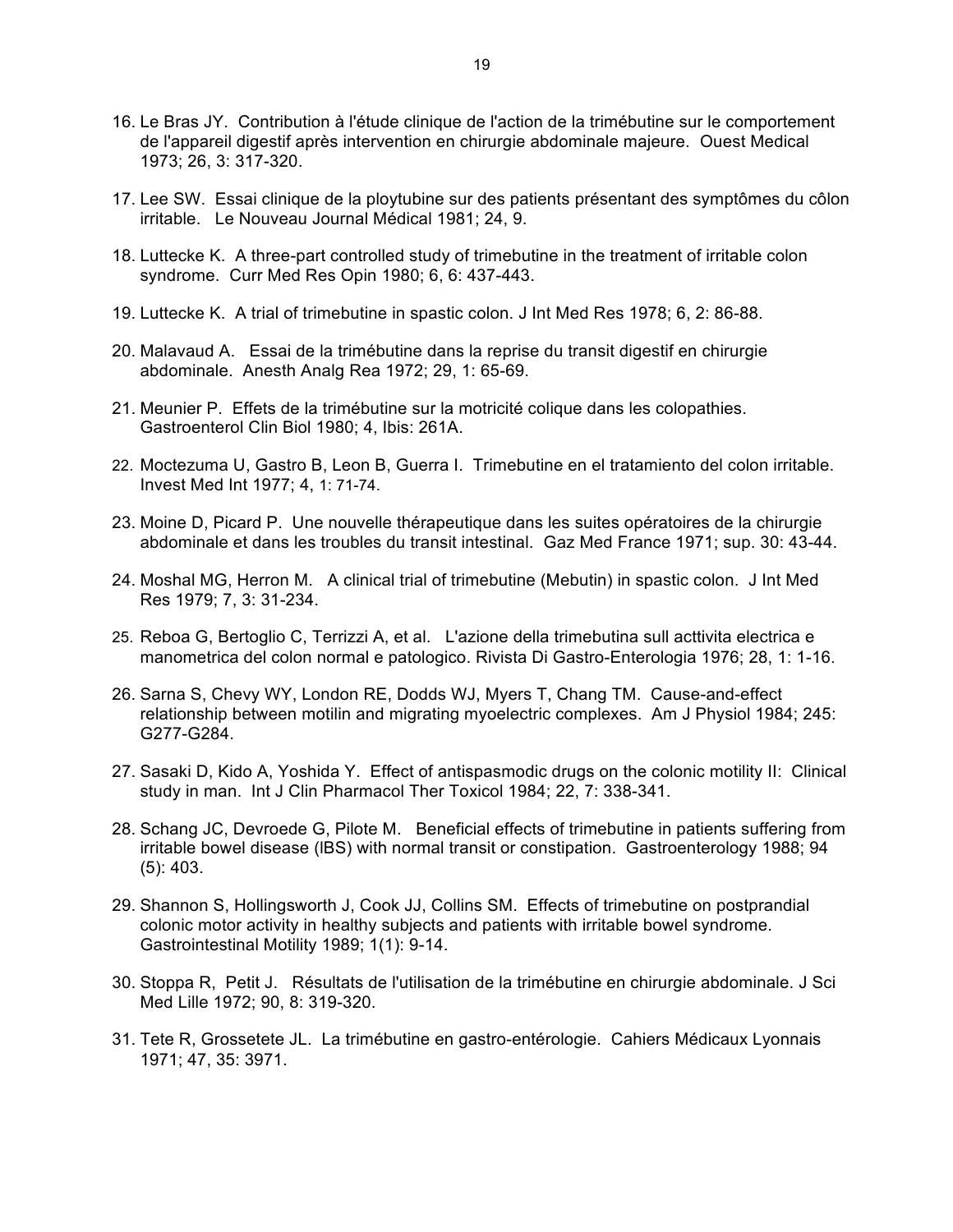16. Le Bras JY. Contribution à l'étude clinique de l'action de la trimébutine sur le comportement de l'appareil digestif après intervention en chirurgie abdominale majeure. Ouest Medical 1973; 26, 3: 317-320.

17. Lee SW. Essai clinique de la ploytubine sur des patients présentant des symptômes du côlon irritable. Le Nouveau Journal Médical 1981; 24, 9.

18. Luttecke K. A three-part controlled study of trimebutine in the treatment of irritable colon syndrome. Curr Med Res Opin 1980; 6, 6: 437-443.

19. Luttecke K. A trial of trimebutine in spastic colon. J Int Med Res 1978; 6, 2: 86-88.

20. Malavaud A. Essai de la trimébutine dans la reprise du transit digestif en chirurgie abdominale. Anesth Analg Rea 1972; 29, 1: 65-69.

21. Meunier P. Effets de la trimébutine sur la motricité colique dans les colopathies. Gastroenterol Clin Biol 1980; 4, Ibis: 261A.

22. Moctezuma U, Gastro B, Leon B, Guerra I. Trimebutine en el tratamiento del colon irritable. Invest Med Int 1977; 4, 1: 71-74.

23. Moine D, Picard P. Une nouvelle thérapeutique dans les suites opératoires de la chirurgie abdominale et dans les troubles du transit intestinal. Gaz Med France 1971; sup. 30: 43-44.

24. Moshal MG, Herron M. A clinical trial of trimebutine (Mebutin) in spastic colon. J Int Med Res 1979; 7, 3: 31-234.

25. Reboa G, Bertoglio C, Terrizzi A, et al. L'azione della trimebutina sull acttivita electrica e manometrica del colon normal e patologico. Rivista Di Gastro-Enterologia 1976; 28, 1: 1-16.

26. Sarna S, Chevy WY, London RE, Dodds WJ, Myers T, Chang TM. Cause-and-effect relationship between motilin and migrating myoelectric complexes. Am J Physiol 1984; 245: G277-G284.

27. Sasaki D, Kido A, Yoshida Y. Effect of antispasmodic drugs on the colonic motility II: Clinical study in man. Int J Clin Pharmacol Ther Toxicol 1984; 22, 7: 338-341.

28. Schang JC, Devroede G, Pilote M. Beneficial effects of trimebutine in patients suffering from irritable bowel disease (IBS) with normal transit or constipation. Gastroenterology 1988; 94 (5): 403.

29. Shannon S, Hollingsworth J, Cook JJ, Collins SM. Effects of trimebutine on postprandial colonic motor activity in healthy subjects and patients with irritable bowel syndrome. Gastrointestinal Motility 1989; 1(1): 9-14.

30. Stoppa R, Petit J. Résultats de l'utilisation de la trimébutine en chirurgie abdominale. J Sci Med Lille 1972; 90, 8: 319-320.

31. Tete R, Grossetete JL. La trimébutine en gastro-entérologie. Cahiers Médicaux Lyonnais 1971; 47, 35: 3971.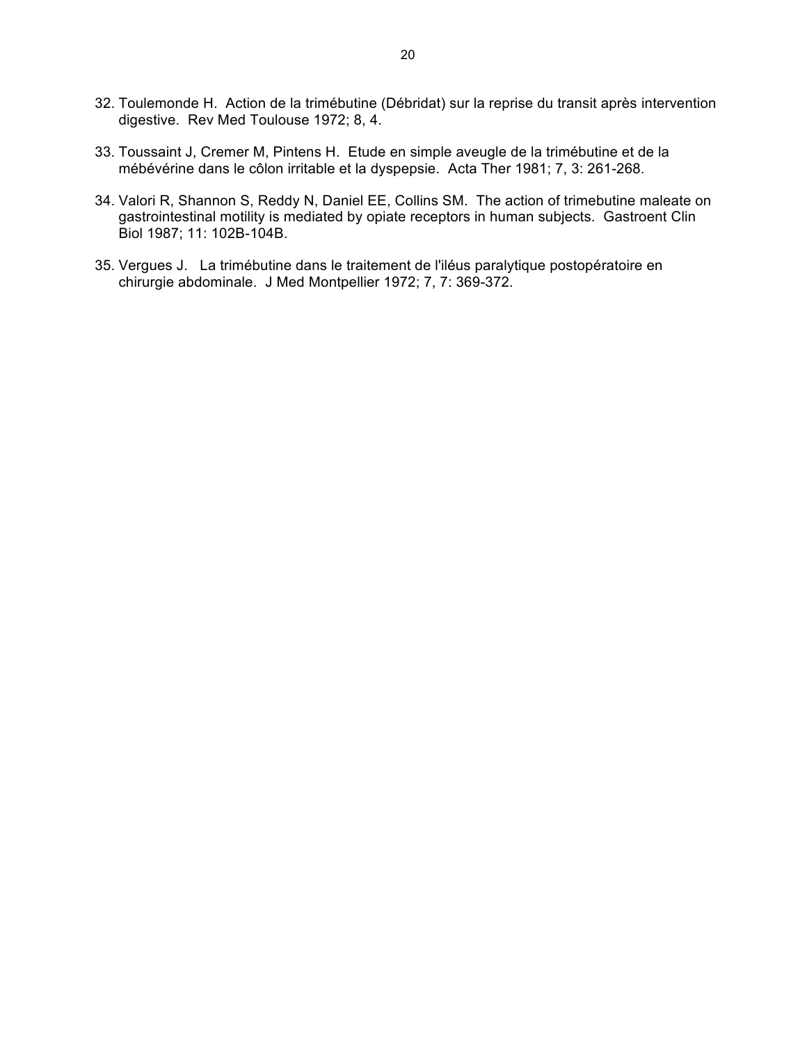32. Toulemonde H. Action de la trimébutine (Débridat) sur la reprise du transit après intervention digestive. Rev Med Toulouse 1972; 8, 4.

33. Toussaint J, Cremer M, Pintens H. Etude en simple aveugle de la trimébutine et de la mébévérine dans le côlon irritable et la dyspepsie. Acta Ther 1981; 7, 3: 261-268.

34. Valori R, Shannon S, Reddy N, Daniel EE, Collins SM. The action of trimebutine maleate on gastrointestinal motility is mediated by opiate receptors in human subjects. Gastroent Clin Biol 1987; 11: 102B-104B.

35. Vergues J. La trimébutine dans le traitement de l'iléus paralytique postopératoire en chirurgie abdominale. J Med Montpellier 1972; 7, 7: 369-372.